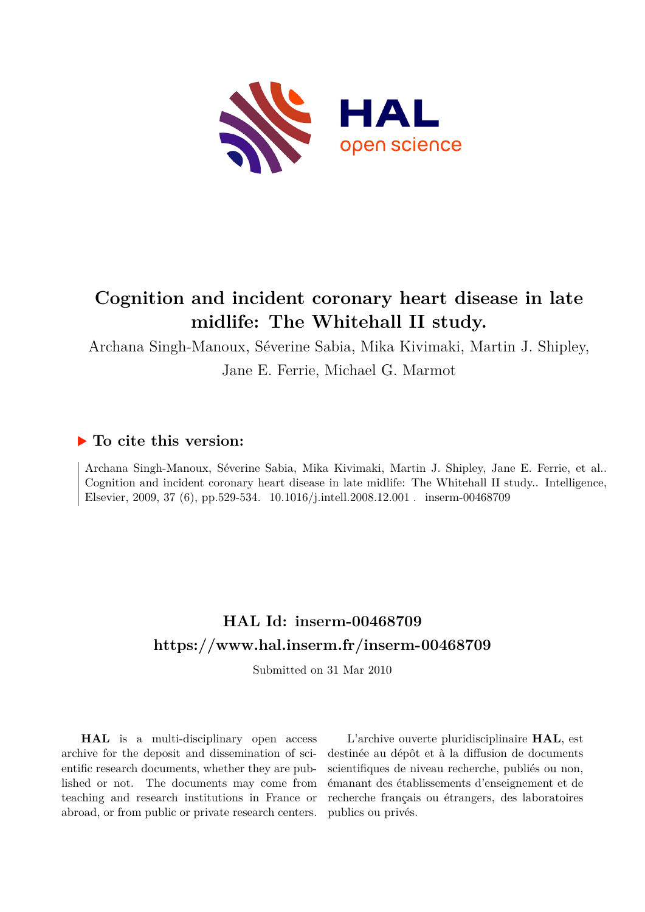# Cognition and incident coronary heart disease in late midlife: The Whitehall II study.

Archana Singh-Manoux, Séverine Sabia, Mika Kivimaki, Martin J. Shipley, Jane E. Ferrie, Michael G. Marmot

## ▶ To cite this version:

Archana Singh-Manoux, Séverine Sabia, Mika Kivimaki, Martin J. Shipley, Jane E. Ferrie, et al.. Cognition and incident coronary heart disease in late midlife: The Whitehall II study.. Intelligence, Elsevier, 2009, 37 (6), pp.529-534. 10.1016/j.intell.2008.12.001 . inserm-00468709

## HAL Id: inserm-00468709
## https://www.hal.inserm.fr/inserm-00468709

Submitted on 31 Mar 2010

**HAL** is a multi-disciplinary open access archive for the deposit and dissemination of scientific research documents, whether they are published or not. The documents may come from teaching and research institutions in France or abroad, or from public or private research centers.

L'archive ouverte pluridisciplinaire **HAL**, est destinée au dépôt et à la diffusion de documents scientifiques de niveau recherche, publiés ou non, émanant des établissements d'enseignement et de recherche français ou étrangers, des laboratoires publics ou privés.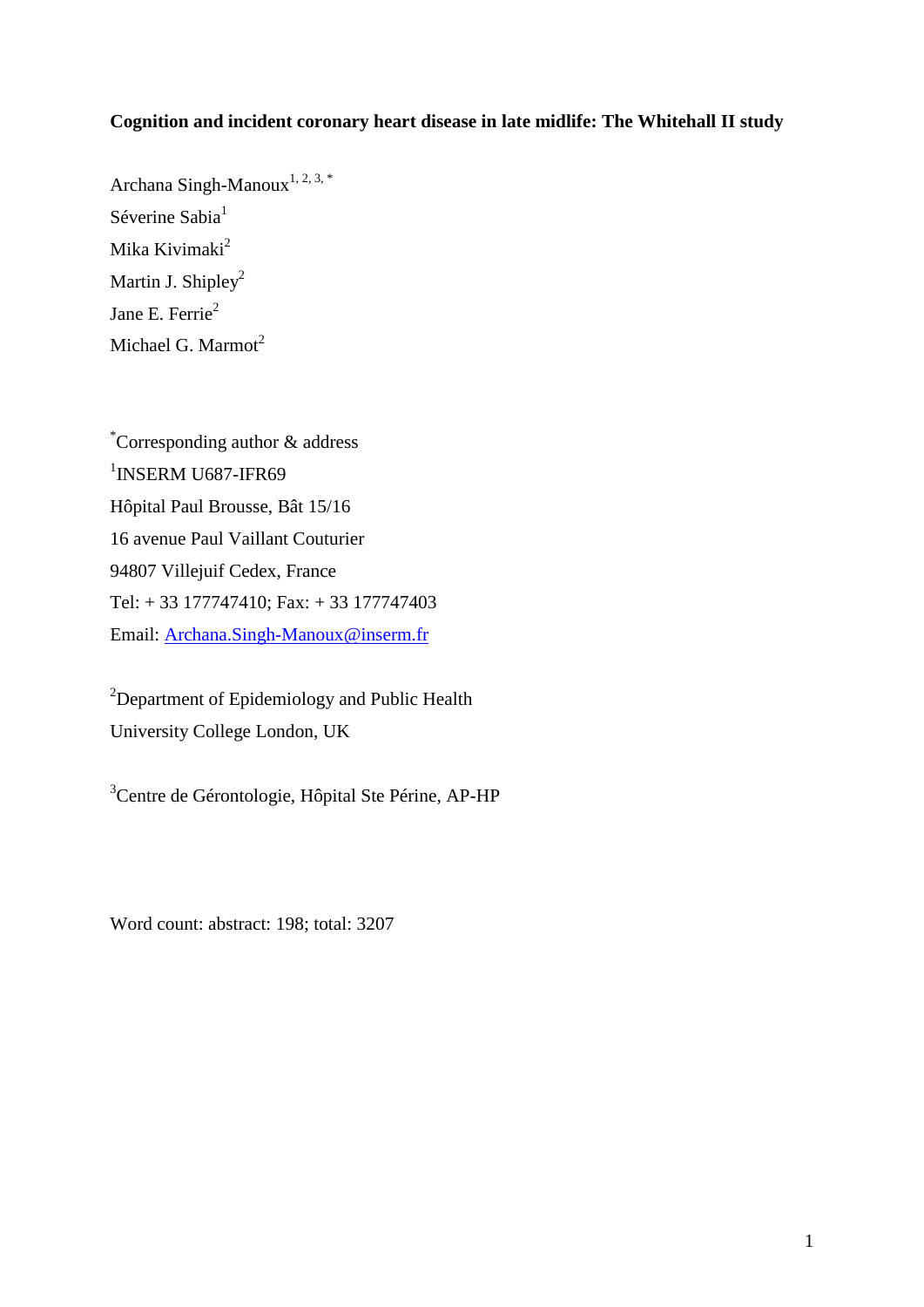**Cognition and incident coronary heart disease in late midlife: The Whitehall II study**

Archana Singh-Manoux[1, 2, 3, *]
Séverine Sabia[1]
Mika Kivimaki[2]
Martin J. Shipley[2]
Jane E. Ferrie[2]
Michael G. Marmot[2]

[*]Corresponding author & address
[1]INSERM U687-IFR69
Hôpital Paul Brousse, Bât 15/16
16 avenue Paul Vaillant Couturier
94807 Villejuif Cedex, France
Tel: + 33 177747410; Fax: + 33 177747403
Email: Archana.Singh-Manoux@inserm.fr

[2]Department of Epidemiology and Public Health
University College London, UK

[3]Centre de Gérontologie, Hôpital Ste Périne, AP-HP

Word count: abstract: 198; total: 3207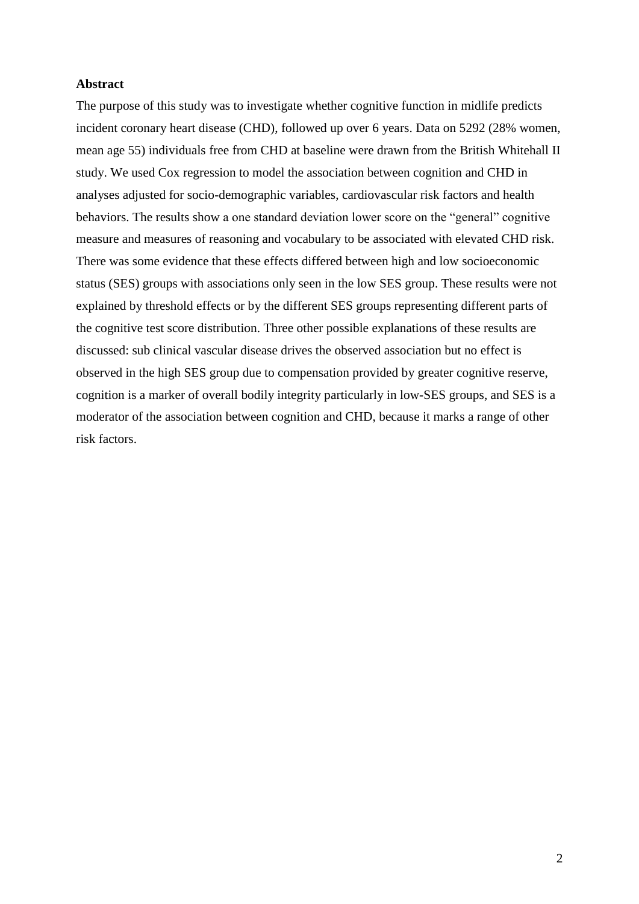## Abstract

The purpose of this study was to investigate whether cognitive function in midlife predicts incident coronary heart disease (CHD), followed up over 6 years. Data on 5292 (28% women, mean age 55) individuals free from CHD at baseline were drawn from the British Whitehall II study. We used Cox regression to model the association between cognition and CHD in analyses adjusted for socio-demographic variables, cardiovascular risk factors and health behaviors. The results show a one standard deviation lower score on the "general" cognitive measure and measures of reasoning and vocabulary to be associated with elevated CHD risk. There was some evidence that these effects differed between high and low socioeconomic status (SES) groups with associations only seen in the low SES group. These results were not explained by threshold effects or by the different SES groups representing different parts of the cognitive test score distribution. Three other possible explanations of these results are discussed: sub clinical vascular disease drives the observed association but no effect is observed in the high SES group due to compensation provided by greater cognitive reserve, cognition is a marker of overall bodily integrity particularly in low-SES groups, and SES is a moderator of the association between cognition and CHD, because it marks a range of other risk factors.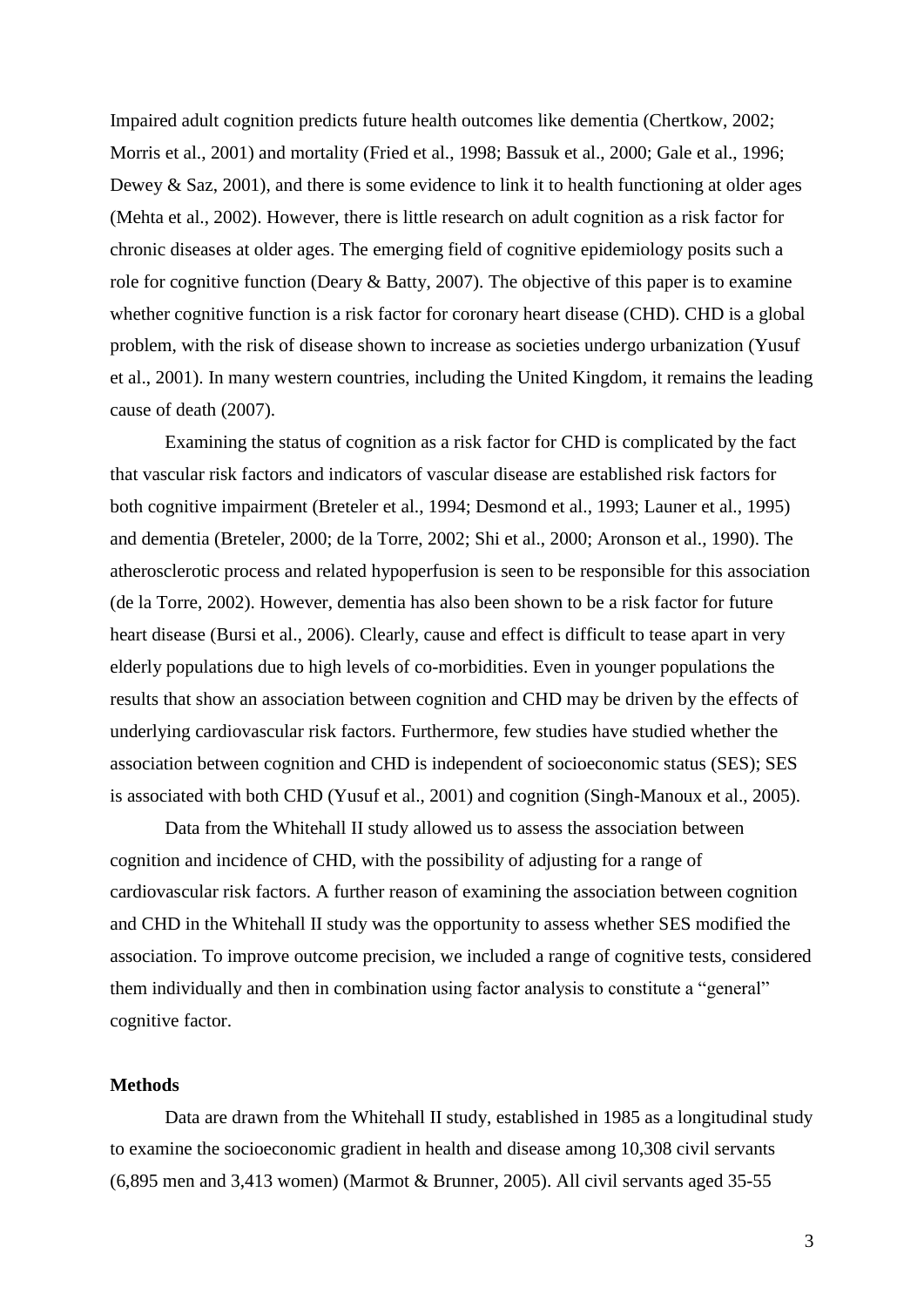Impaired adult cognition predicts future health outcomes like dementia (Chertkow, 2002; Morris et al., 2001) and mortality (Fried et al., 1998; Bassuk et al., 2000; Gale et al., 1996; Dewey & Saz, 2001), and there is some evidence to link it to health functioning at older ages (Mehta et al., 2002). However, there is little research on adult cognition as a risk factor for chronic diseases at older ages. The emerging field of cognitive epidemiology posits such a role for cognitive function (Deary & Batty, 2007). The objective of this paper is to examine whether cognitive function is a risk factor for coronary heart disease (CHD). CHD is a global problem, with the risk of disease shown to increase as societies undergo urbanization (Yusuf et al., 2001). In many western countries, including the United Kingdom, it remains the leading cause of death (2007).

Examining the status of cognition as a risk factor for CHD is complicated by the fact that vascular risk factors and indicators of vascular disease are established risk factors for both cognitive impairment (Breteler et al., 1994; Desmond et al., 1993; Launer et al., 1995) and dementia (Breteler, 2000; de la Torre, 2002; Shi et al., 2000; Aronson et al., 1990). The atherosclerotic process and related hypoperfusion is seen to be responsible for this association (de la Torre, 2002). However, dementia has also been shown to be a risk factor for future heart disease (Bursi et al., 2006). Clearly, cause and effect is difficult to tease apart in very elderly populations due to high levels of co-morbidities. Even in younger populations the results that show an association between cognition and CHD may be driven by the effects of underlying cardiovascular risk factors. Furthermore, few studies have studied whether the association between cognition and CHD is independent of socioeconomic status (SES); SES is associated with both CHD (Yusuf et al., 2001) and cognition (Singh-Manoux et al., 2005).

Data from the Whitehall II study allowed us to assess the association between cognition and incidence of CHD, with the possibility of adjusting for a range of cardiovascular risk factors. A further reason of examining the association between cognition and CHD in the Whitehall II study was the opportunity to assess whether SES modified the association. To improve outcome precision, we included a range of cognitive tests, considered them individually and then in combination using factor analysis to constitute a "general" cognitive factor.

**Methods**

Data are drawn from the Whitehall II study, established in 1985 as a longitudinal study to examine the socioeconomic gradient in health and disease among 10,308 civil servants (6,895 men and 3,413 women) (Marmot & Brunner, 2005). All civil servants aged 35-55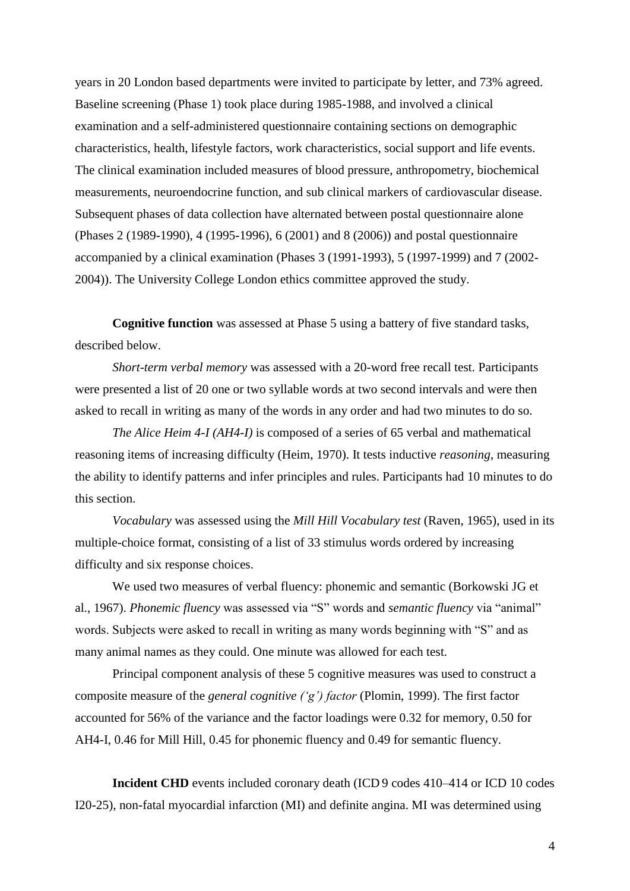years in 20 London based departments were invited to participate by letter, and 73% agreed. Baseline screening (Phase 1) took place during 1985-1988, and involved a clinical examination and a self-administered questionnaire containing sections on demographic characteristics, health, lifestyle factors, work characteristics, social support and life events. The clinical examination included measures of blood pressure, anthropometry, biochemical measurements, neuroendocrine function, and sub clinical markers of cardiovascular disease. Subsequent phases of data collection have alternated between postal questionnaire alone (Phases 2 (1989-1990), 4 (1995-1996), 6 (2001) and 8 (2006)) and postal questionnaire accompanied by a clinical examination (Phases 3 (1991-1993), 5 (1997-1999) and 7 (2002-2004)). The University College London ethics committee approved the study.

**Cognitive function** was assessed at Phase 5 using a battery of five standard tasks, described below.

*Short-term verbal memory* was assessed with a 20-word free recall test. Participants were presented a list of 20 one or two syllable words at two second intervals and were then asked to recall in writing as many of the words in any order and had two minutes to do so.

*The Alice Heim 4-I (AH4-I)* is composed of a series of 65 verbal and mathematical reasoning items of increasing difficulty (Heim, 1970). It tests inductive *reasoning*, measuring the ability to identify patterns and infer principles and rules. Participants had 10 minutes to do this section.

*Vocabulary* was assessed using the *Mill Hill Vocabulary test* (Raven, 1965), used in its multiple-choice format, consisting of a list of 33 stimulus words ordered by increasing difficulty and six response choices.

We used two measures of verbal fluency: phonemic and semantic (Borkowski JG et al., 1967). *Phonemic fluency* was assessed via "S" words and *semantic fluency* via "animal" words. Subjects were asked to recall in writing as many words beginning with "S" and as many animal names as they could. One minute was allowed for each test.

Principal component analysis of these 5 cognitive measures was used to construct a composite measure of the *general cognitive ('g') factor* (Plomin, 1999). The first factor accounted for 56% of the variance and the factor loadings were 0.32 for memory, 0.50 for AH4-I, 0.46 for Mill Hill, 0.45 for phonemic fluency and 0.49 for semantic fluency.

**Incident CHD** events included coronary death (ICD 9 codes 410–414 or ICD 10 codes I20-25), non-fatal myocardial infarction (MI) and definite angina. MI was determined using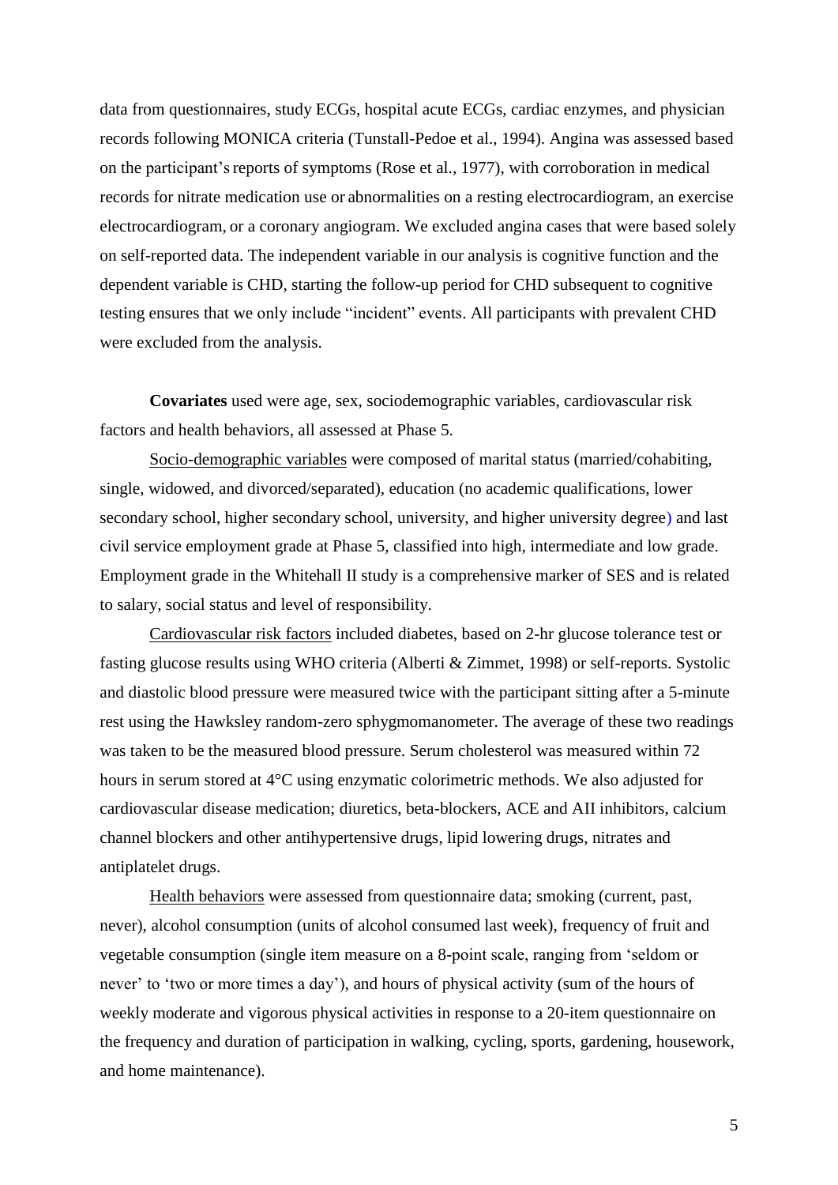data from questionnaires, study ECGs, hospital acute ECGs, cardiac enzymes, and physician records following MONICA criteria (Tunstall-Pedoe et al., 1994). Angina was assessed based on the participant's reports of symptoms (Rose et al., 1977), with corroboration in medical records for nitrate medication use or abnormalities on a resting electrocardiogram, an exercise electrocardiogram, or a coronary angiogram. We excluded angina cases that were based solely on self-reported data. The independent variable in our analysis is cognitive function and the dependent variable is CHD, starting the follow-up period for CHD subsequent to cognitive testing ensures that we only include "incident" events. All participants with prevalent CHD were excluded from the analysis.

**Covariates** used were age, sex, sociodemographic variables, cardiovascular risk factors and health behaviors, all assessed at Phase 5.

Socio-demographic variables were composed of marital status (married/cohabiting, single, widowed, and divorced/separated), education (no academic qualifications, lower secondary school, higher secondary school, university, and higher university degree) and last civil service employment grade at Phase 5, classified into high, intermediate and low grade. Employment grade in the Whitehall II study is a comprehensive marker of SES and is related to salary, social status and level of responsibility.

Cardiovascular risk factors included diabetes, based on 2-hr glucose tolerance test or fasting glucose results using WHO criteria (Alberti & Zimmet, 1998) or self-reports. Systolic and diastolic blood pressure were measured twice with the participant sitting after a 5-minute rest using the Hawksley random-zero sphygmomanometer. The average of these two readings was taken to be the measured blood pressure. Serum cholesterol was measured within 72 hours in serum stored at 4°C using enzymatic colorimetric methods. We also adjusted for cardiovascular disease medication; diuretics, beta-blockers, ACE and AII inhibitors, calcium channel blockers and other antihypertensive drugs, lipid lowering drugs, nitrates and antiplatelet drugs.

Health behaviors were assessed from questionnaire data; smoking (current, past, never), alcohol consumption (units of alcohol consumed last week), frequency of fruit and vegetable consumption (single item measure on a 8-point scale, ranging from 'seldom or never' to 'two or more times a day'), and hours of physical activity (sum of the hours of weekly moderate and vigorous physical activities in response to a 20-item questionnaire on the frequency and duration of participation in walking, cycling, sports, gardening, housework, and home maintenance).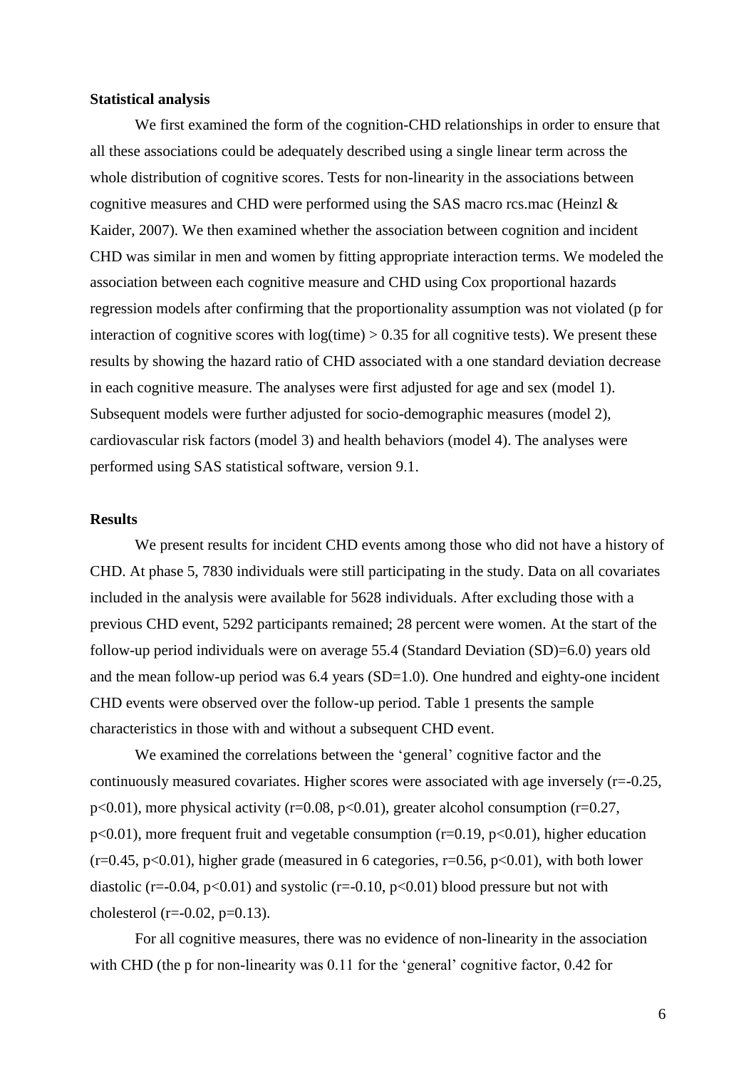**Statistical analysis**

We first examined the form of the cognition-CHD relationships in order to ensure that all these associations could be adequately described using a single linear term across the whole distribution of cognitive scores. Tests for non-linearity in the associations between cognitive measures and CHD were performed using the SAS macro rcs.mac (Heinzl & Kaider, 2007). We then examined whether the association between cognition and incident CHD was similar in men and women by fitting appropriate interaction terms. We modeled the association between each cognitive measure and CHD using Cox proportional hazards regression models after confirming that the proportionality assumption was not violated (p for interaction of cognitive scores with log(time) > 0.35 for all cognitive tests). We present these results by showing the hazard ratio of CHD associated with a one standard deviation decrease in each cognitive measure. The analyses were first adjusted for age and sex (model 1). Subsequent models were further adjusted for socio-demographic measures (model 2), cardiovascular risk factors (model 3) and health behaviors (model 4). The analyses were performed using SAS statistical software, version 9.1.

**Results**

We present results for incident CHD events among those who did not have a history of CHD. At phase 5, 7830 individuals were still participating in the study. Data on all covariates included in the analysis were available for 5628 individuals. After excluding those with a previous CHD event, 5292 participants remained; 28 percent were women. At the start of the follow-up period individuals were on average 55.4 (Standard Deviation (SD)=6.0) years old and the mean follow-up period was 6.4 years (SD=1.0). One hundred and eighty-one incident CHD events were observed over the follow-up period. Table 1 presents the sample characteristics in those with and without a subsequent CHD event.

We examined the correlations between the 'general' cognitive factor and the continuously measured covariates. Higher scores were associated with age inversely ($r=-0.25$, $p<0.01$), more physical activity ($r=0.08$, $p<0.01$), greater alcohol consumption ($r=0.27$, $p<0.01$), more frequent fruit and vegetable consumption ($r=0.19$, $p<0.01$), higher education ($r=0.45$, $p<0.01$), higher grade (measured in 6 categories, $r=0.56$, $p<0.01$), with both lower diastolic ($r=-0.04$, $p<0.01$) and systolic ($r=-0.10$, $p<0.01$) blood pressure but not with cholesterol ($r=-0.02$, $p=0.13$).

For all cognitive measures, there was no evidence of non-linearity in the association with CHD (the p for non-linearity was 0.11 for the 'general' cognitive factor, 0.42 for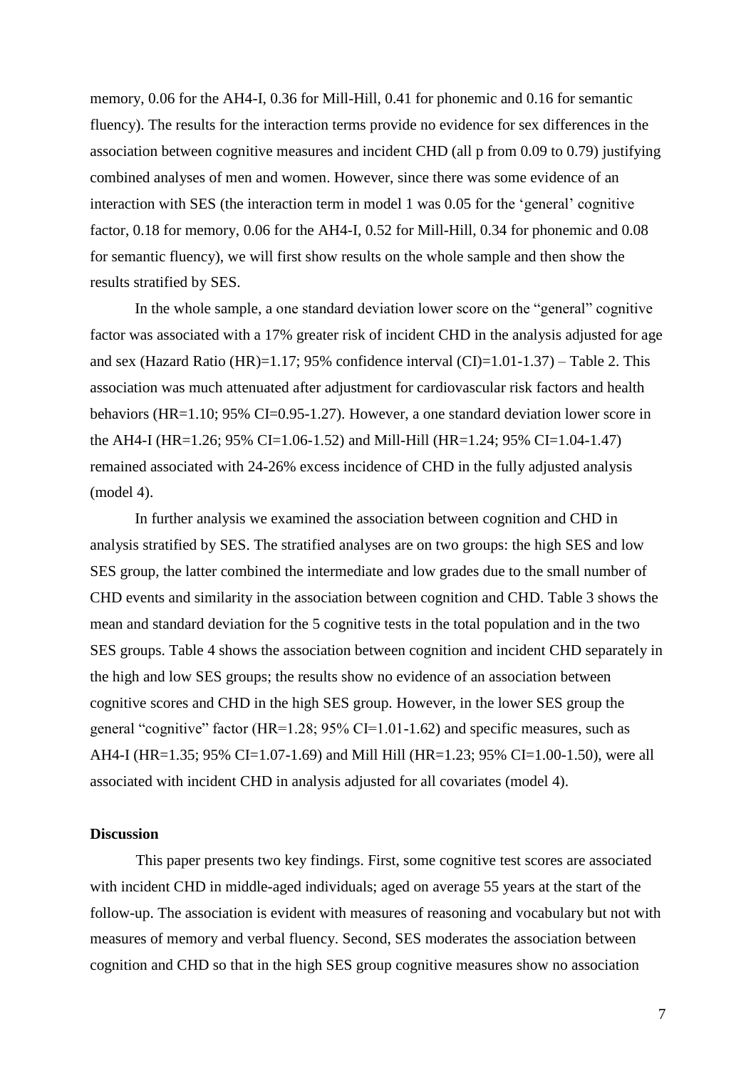memory, 0.06 for the AH4-I, 0.36 for Mill-Hill, 0.41 for phonemic and 0.16 for semantic fluency). The results for the interaction terms provide no evidence for sex differences in the association between cognitive measures and incident CHD (all p from 0.09 to 0.79) justifying combined analyses of men and women. However, since there was some evidence of an interaction with SES (the interaction term in model 1 was 0.05 for the 'general' cognitive factor, 0.18 for memory, 0.06 for the AH4-I, 0.52 for Mill-Hill, 0.34 for phonemic and 0.08 for semantic fluency), we will first show results on the whole sample and then show the results stratified by SES.

In the whole sample, a one standard deviation lower score on the "general" cognitive factor was associated with a 17% greater risk of incident CHD in the analysis adjusted for age and sex (Hazard Ratio (HR)=1.17; 95% confidence interval (CI)=1.01-1.37) – Table 2. This association was much attenuated after adjustment for cardiovascular risk factors and health behaviors (HR=1.10; 95% CI=0.95-1.27). However, a one standard deviation lower score in the AH4-I (HR=1.26; 95% CI=1.06-1.52) and Mill-Hill (HR=1.24; 95% CI=1.04-1.47) remained associated with 24-26% excess incidence of CHD in the fully adjusted analysis (model 4).

In further analysis we examined the association between cognition and CHD in analysis stratified by SES. The stratified analyses are on two groups: the high SES and low SES group, the latter combined the intermediate and low grades due to the small number of CHD events and similarity in the association between cognition and CHD. Table 3 shows the mean and standard deviation for the 5 cognitive tests in the total population and in the two SES groups. Table 4 shows the association between cognition and incident CHD separately in the high and low SES groups; the results show no evidence of an association between cognitive scores and CHD in the high SES group. However, in the lower SES group the general "cognitive" factor (HR=1.28; 95% CI=1.01-1.62) and specific measures, such as AH4-I (HR=1.35; 95% CI=1.07-1.69) and Mill Hill (HR=1.23; 95% CI=1.00-1.50), were all associated with incident CHD in analysis adjusted for all covariates (model 4).

## Discussion

This paper presents two key findings. First, some cognitive test scores are associated with incident CHD in middle-aged individuals; aged on average 55 years at the start of the follow-up. The association is evident with measures of reasoning and vocabulary but not with measures of memory and verbal fluency. Second, SES moderates the association between cognition and CHD so that in the high SES group cognitive measures show no association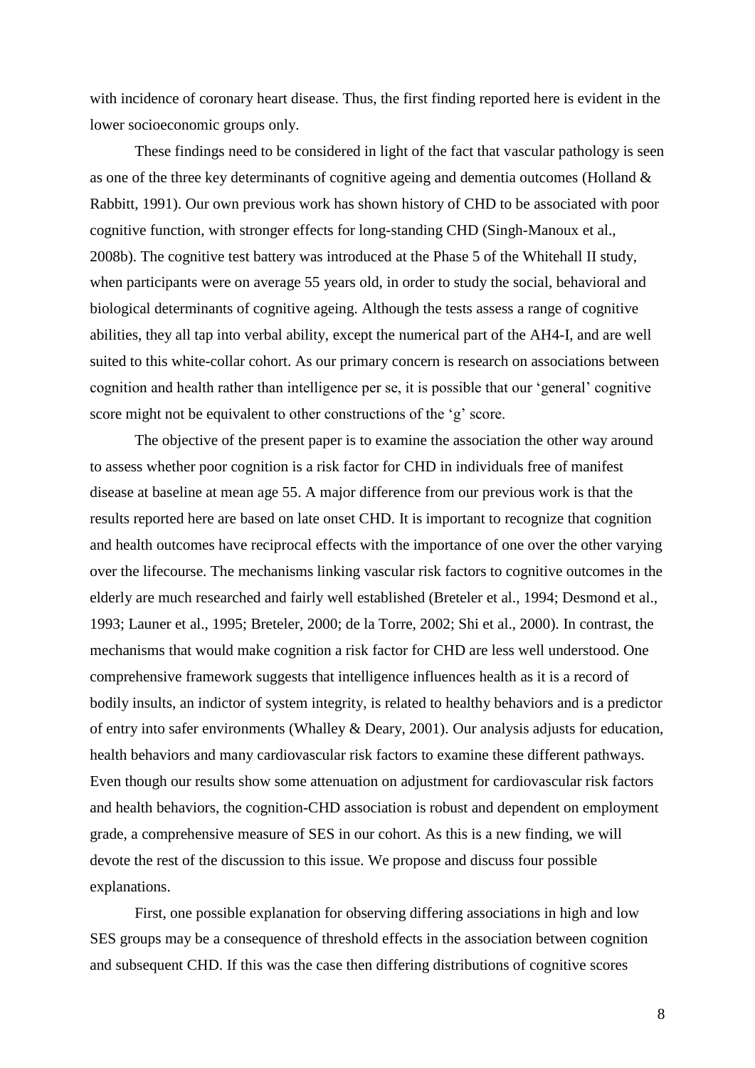with incidence of coronary heart disease. Thus, the first finding reported here is evident in the lower socioeconomic groups only.

These findings need to be considered in light of the fact that vascular pathology is seen as one of the three key determinants of cognitive ageing and dementia outcomes (Holland & Rabbitt, 1991). Our own previous work has shown history of CHD to be associated with poor cognitive function, with stronger effects for long-standing CHD (Singh-Manoux et al., 2008b). The cognitive test battery was introduced at the Phase 5 of the Whitehall II study, when participants were on average 55 years old, in order to study the social, behavioral and biological determinants of cognitive ageing. Although the tests assess a range of cognitive abilities, they all tap into verbal ability, except the numerical part of the AH4-I, and are well suited to this white-collar cohort. As our primary concern is research on associations between cognition and health rather than intelligence per se, it is possible that our 'general' cognitive score might not be equivalent to other constructions of the 'g' score.

The objective of the present paper is to examine the association the other way around to assess whether poor cognition is a risk factor for CHD in individuals free of manifest disease at baseline at mean age 55. A major difference from our previous work is that the results reported here are based on late onset CHD. It is important to recognize that cognition and health outcomes have reciprocal effects with the importance of one over the other varying over the lifecourse. The mechanisms linking vascular risk factors to cognitive outcomes in the elderly are much researched and fairly well established (Breteler et al., 1994; Desmond et al., 1993; Launer et al., 1995; Breteler, 2000; de la Torre, 2002; Shi et al., 2000). In contrast, the mechanisms that would make cognition a risk factor for CHD are less well understood. One comprehensive framework suggests that intelligence influences health as it is a record of bodily insults, an indictor of system integrity, is related to healthy behaviors and is a predictor of entry into safer environments (Whalley & Deary, 2001). Our analysis adjusts for education, health behaviors and many cardiovascular risk factors to examine these different pathways. Even though our results show some attenuation on adjustment for cardiovascular risk factors and health behaviors, the cognition-CHD association is robust and dependent on employment grade, a comprehensive measure of SES in our cohort. As this is a new finding, we will devote the rest of the discussion to this issue. We propose and discuss four possible explanations.

First, one possible explanation for observing differing associations in high and low SES groups may be a consequence of threshold effects in the association between cognition and subsequent CHD. If this was the case then differing distributions of cognitive scores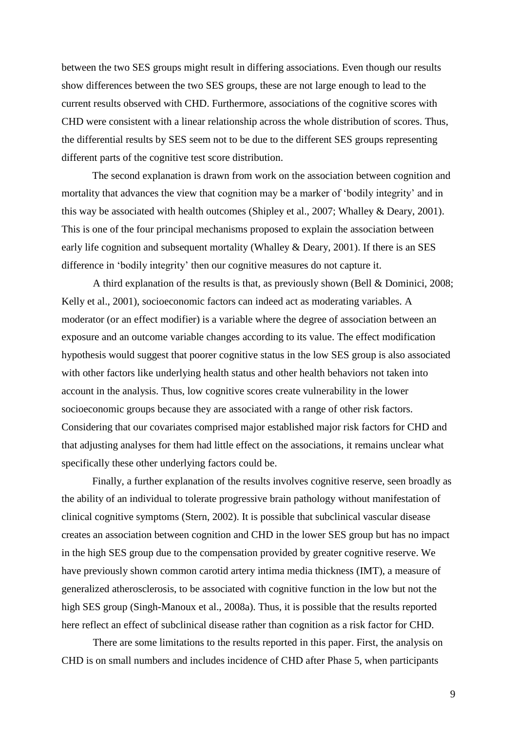between the two SES groups might result in differing associations. Even though our results show differences between the two SES groups, these are not large enough to lead to the current results observed with CHD. Furthermore, associations of the cognitive scores with CHD were consistent with a linear relationship across the whole distribution of scores. Thus, the differential results by SES seem not to be due to the different SES groups representing different parts of the cognitive test score distribution.

The second explanation is drawn from work on the association between cognition and mortality that advances the view that cognition may be a marker of 'bodily integrity' and in this way be associated with health outcomes (Shipley et al., 2007; Whalley & Deary, 2001). This is one of the four principal mechanisms proposed to explain the association between early life cognition and subsequent mortality (Whalley & Deary, 2001). If there is an SES difference in 'bodily integrity' then our cognitive measures do not capture it.

A third explanation of the results is that, as previously shown (Bell & Dominici, 2008; Kelly et al., 2001), socioeconomic factors can indeed act as moderating variables. A moderator (or an effect modifier) is a variable where the degree of association between an exposure and an outcome variable changes according to its value. The effect modification hypothesis would suggest that poorer cognitive status in the low SES group is also associated with other factors like underlying health status and other health behaviors not taken into account in the analysis. Thus, low cognitive scores create vulnerability in the lower socioeconomic groups because they are associated with a range of other risk factors. Considering that our covariates comprised major established major risk factors for CHD and that adjusting analyses for them had little effect on the associations, it remains unclear what specifically these other underlying factors could be.

Finally, a further explanation of the results involves cognitive reserve, seen broadly as the ability of an individual to tolerate progressive brain pathology without manifestation of clinical cognitive symptoms (Stern, 2002). It is possible that subclinical vascular disease creates an association between cognition and CHD in the lower SES group but has no impact in the high SES group due to the compensation provided by greater cognitive reserve. We have previously shown common carotid artery intima media thickness (IMT), a measure of generalized atherosclerosis, to be associated with cognitive function in the low but not the high SES group (Singh-Manoux et al., 2008a). Thus, it is possible that the results reported here reflect an effect of subclinical disease rather than cognition as a risk factor for CHD.

There are some limitations to the results reported in this paper. First, the analysis on CHD is on small numbers and includes incidence of CHD after Phase 5, when participants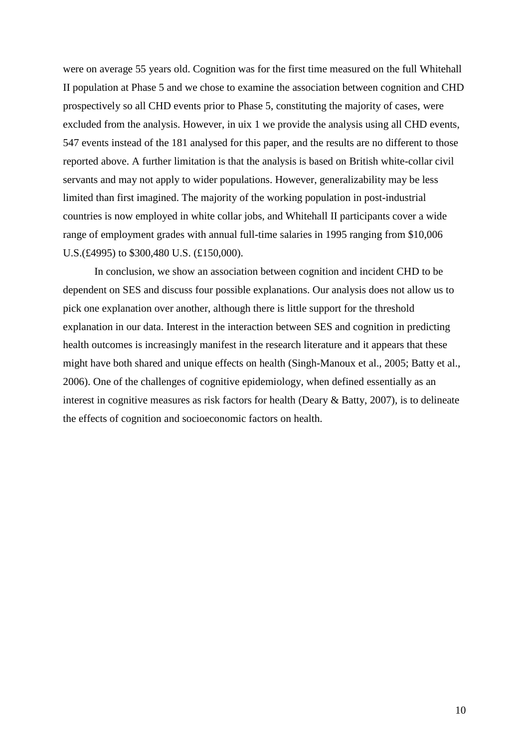were on average 55 years old. Cognition was for the first time measured on the full Whitehall II population at Phase 5 and we chose to examine the association between cognition and CHD prospectively so all CHD events prior to Phase 5, constituting the majority of cases, were excluded from the analysis. However, in uix 1 we provide the analysis using all CHD events, 547 events instead of the 181 analysed for this paper, and the results are no different to those reported above. A further limitation is that the analysis is based on British white-collar civil servants and may not apply to wider populations. However, generalizability may be less limited than first imagined. The majority of the working population in post-industrial countries is now employed in white collar jobs, and Whitehall II participants cover a wide range of employment grades with annual full-time salaries in 1995 ranging from $10,006 U.S.(£4995) to $300,480 U.S. (£150,000).

In conclusion, we show an association between cognition and incident CHD to be dependent on SES and discuss four possible explanations. Our analysis does not allow us to pick one explanation over another, although there is little support for the threshold explanation in our data. Interest in the interaction between SES and cognition in predicting health outcomes is increasingly manifest in the research literature and it appears that these might have both shared and unique effects on health (Singh-Manoux et al., 2005; Batty et al., 2006). One of the challenges of cognitive epidemiology, when defined essentially as an interest in cognitive measures as risk factors for health (Deary & Batty, 2007), is to delineate the effects of cognition and socioeconomic factors on health.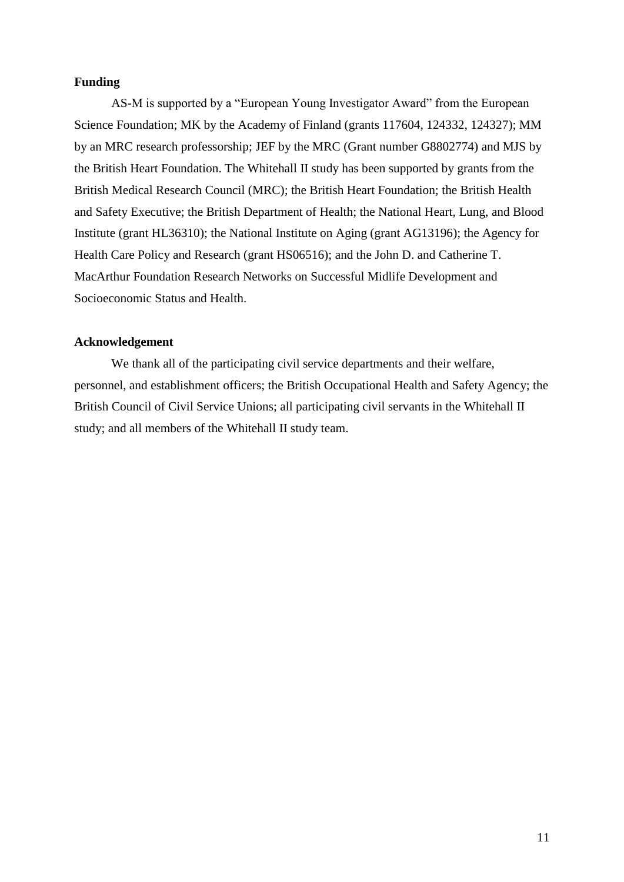## Funding

AS-M is supported by a "European Young Investigator Award" from the European Science Foundation; MK by the Academy of Finland (grants 117604, 124332, 124327); MM by an MRC research professorship; JEF by the MRC (Grant number G8802774) and MJS by the British Heart Foundation. The Whitehall II study has been supported by grants from the British Medical Research Council (MRC); the British Heart Foundation; the British Health and Safety Executive; the British Department of Health; the National Heart, Lung, and Blood Institute (grant HL36310); the National Institute on Aging (grant AG13196); the Agency for Health Care Policy and Research (grant HS06516); and the John D. and Catherine T. MacArthur Foundation Research Networks on Successful Midlife Development and Socioeconomic Status and Health.

## Acknowledgement

We thank all of the participating civil service departments and their welfare, personnel, and establishment officers; the British Occupational Health and Safety Agency; the British Council of Civil Service Unions; all participating civil servants in the Whitehall II study; and all members of the Whitehall II study team.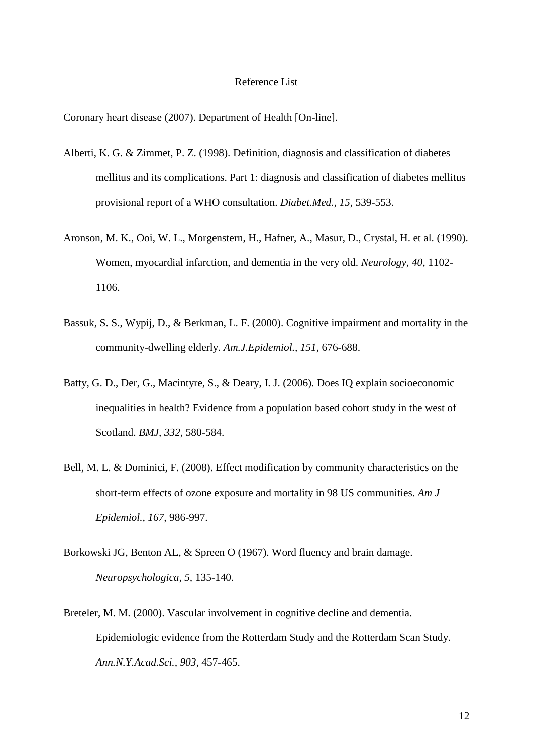# Reference List

Coronary heart disease (2007). Department of Health [On-line].

Alberti, K. G. & Zimmet, P. Z. (1998). Definition, diagnosis and classification of diabetes mellitus and its complications. Part 1: diagnosis and classification of diabetes mellitus provisional report of a WHO consultation. *Diabet.Med., 15,* 539-553.

Aronson, M. K., Ooi, W. L., Morgenstern, H., Hafner, A., Masur, D., Crystal, H. et al. (1990). Women, myocardial infarction, and dementia in the very old. *Neurology, 40,* 1102-1106.

Bassuk, S. S., Wypij, D., & Berkman, L. F. (2000). Cognitive impairment and mortality in the community-dwelling elderly. *Am.J.Epidemiol., 151,* 676-688.

Batty, G. D., Der, G., Macintyre, S., & Deary, I. J. (2006). Does IQ explain socioeconomic inequalities in health? Evidence from a population based cohort study in the west of Scotland. *BMJ, 332,* 580-584.

Bell, M. L. & Dominici, F. (2008). Effect modification by community characteristics on the short-term effects of ozone exposure and mortality in 98 US communities. *Am J Epidemiol., 167,* 986-997.

Borkowski JG, Benton AL, & Spreen O (1967). Word fluency and brain damage. *Neuropsychologica, 5,* 135-140.

Breteler, M. M. (2000). Vascular involvement in cognitive decline and dementia. Epidemiologic evidence from the Rotterdam Study and the Rotterdam Scan Study. *Ann.N.Y.Acad.Sci., 903,* 457-465.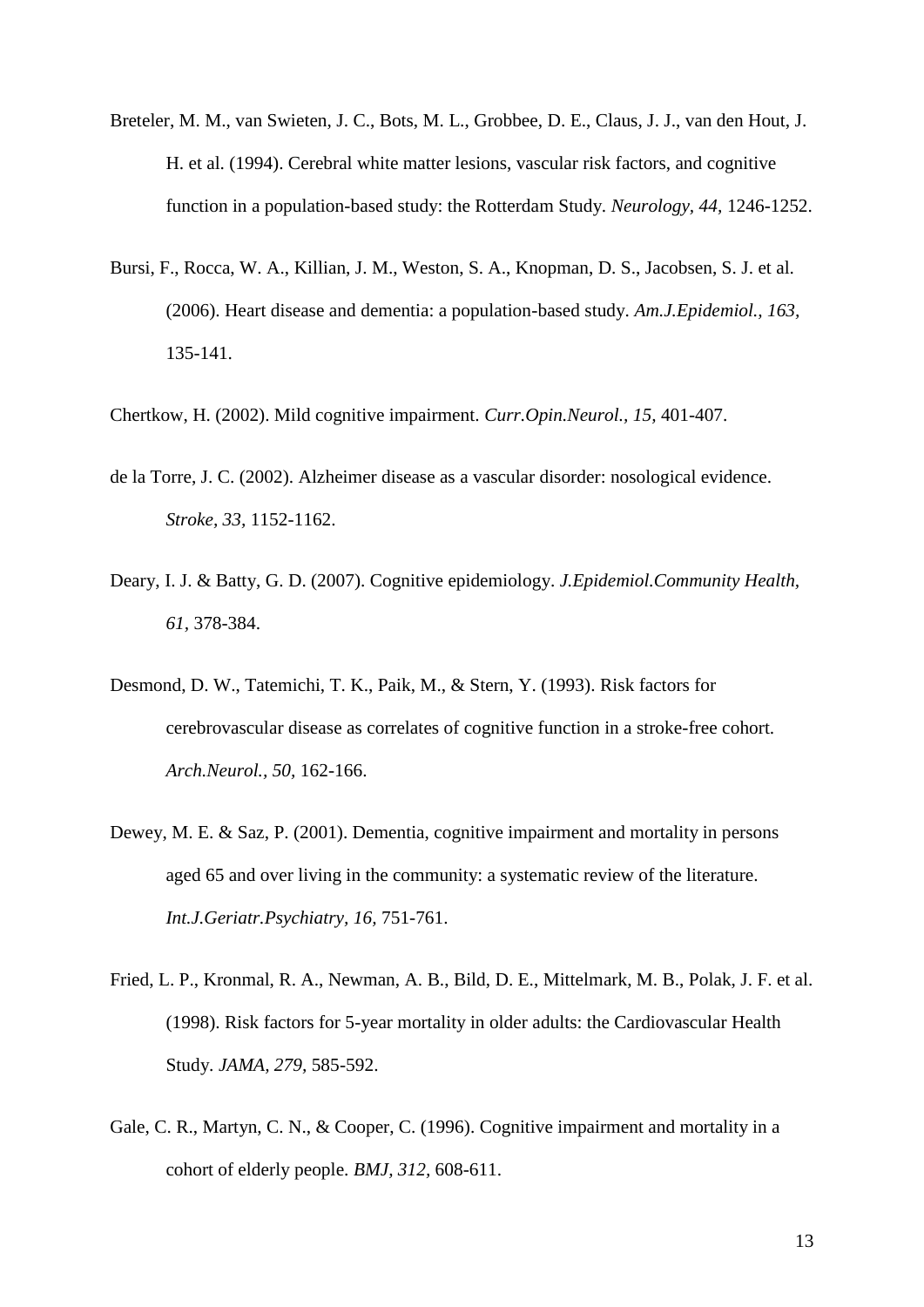Breteler, M. M., van Swieten, J. C., Bots, M. L., Grobbee, D. E., Claus, J. J., van den Hout, J. H. et al. (1994). Cerebral white matter lesions, vascular risk factors, and cognitive function in a population-based study: the Rotterdam Study. *Neurology, 44,* 1246-1252.

Bursi, F., Rocca, W. A., Killian, J. M., Weston, S. A., Knopman, D. S., Jacobsen, S. J. et al. (2006). Heart disease and dementia: a population-based study. *Am.J.Epidemiol., 163,* 135-141.

Chertkow, H. (2002). Mild cognitive impairment. *Curr.Opin.Neurol., 15,* 401-407.

de la Torre, J. C. (2002). Alzheimer disease as a vascular disorder: nosological evidence. *Stroke, 33,* 1152-1162.

Deary, I. J. & Batty, G. D. (2007). Cognitive epidemiology. *J.Epidemiol.Community Health, 61,* 378-384.

Desmond, D. W., Tatemichi, T. K., Paik, M., & Stern, Y. (1993). Risk factors for cerebrovascular disease as correlates of cognitive function in a stroke-free cohort. *Arch.Neurol., 50,* 162-166.

Dewey, M. E. & Saz, P. (2001). Dementia, cognitive impairment and mortality in persons aged 65 and over living in the community: a systematic review of the literature. *Int.J.Geriatr.Psychiatry, 16,* 751-761.

Fried, L. P., Kronmal, R. A., Newman, A. B., Bild, D. E., Mittelmark, M. B., Polak, J. F. et al. (1998). Risk factors for 5-year mortality in older adults: the Cardiovascular Health Study. *JAMA, 279,* 585-592.

Gale, C. R., Martyn, C. N., & Cooper, C. (1996). Cognitive impairment and mortality in a cohort of elderly people. *BMJ, 312,* 608-611.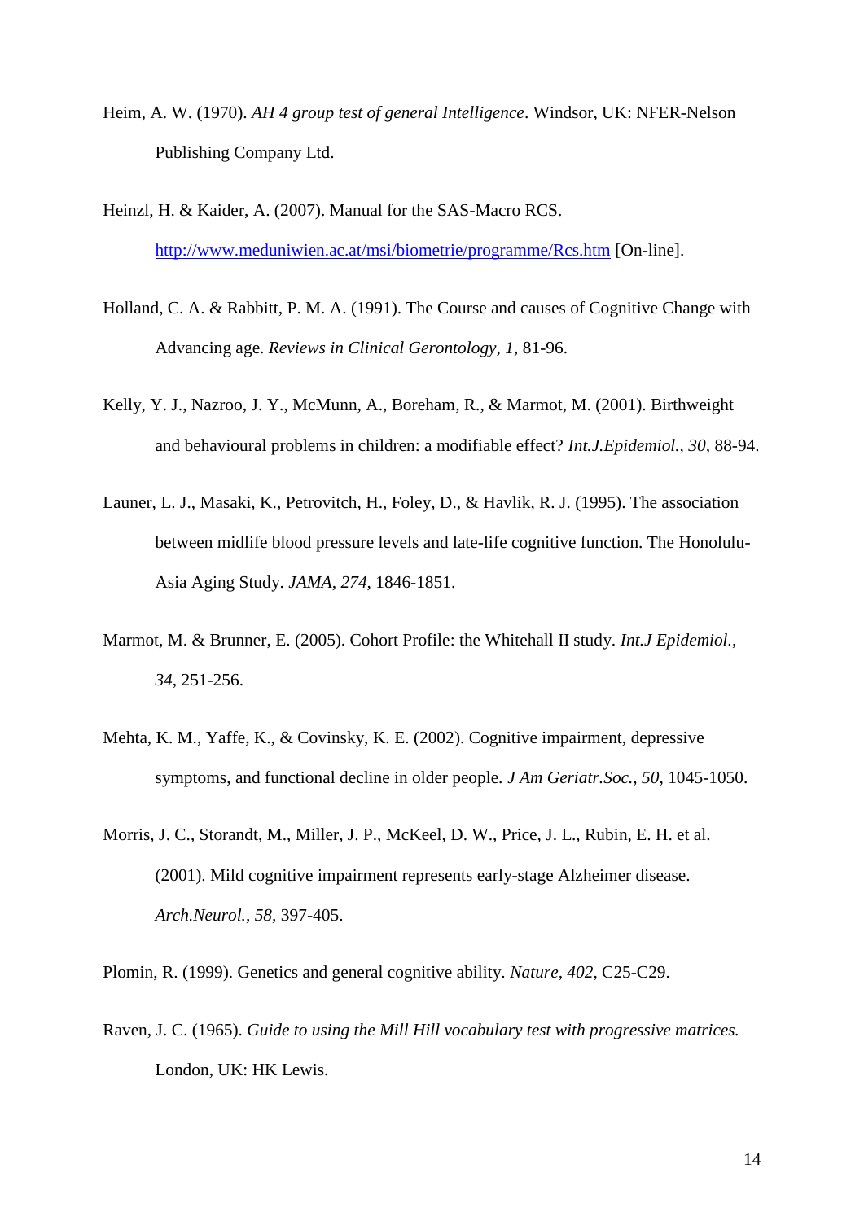Heim, A. W. (1970). *AH 4 group test of general Intelligence*. Windsor, UK: NFER-Nelson Publishing Company Ltd.

Heinzl, H. & Kaider, A. (2007). Manual for the SAS-Macro RCS. http://www.meduniwien.ac.at/msi/biometrie/programme/Rcs.htm [On-line].

Holland, C. A. & Rabbitt, P. M. A. (1991). The Course and causes of Cognitive Change with Advancing age. *Reviews in Clinical Gerontology, 1,* 81-96.

Kelly, Y. J., Nazroo, J. Y., McMunn, A., Boreham, R., & Marmot, M. (2001). Birthweight and behavioural problems in children: a modifiable effect? *Int.J.Epidemiol., 30,* 88-94.

Launer, L. J., Masaki, K., Petrovitch, H., Foley, D., & Havlik, R. J. (1995). The association between midlife blood pressure levels and late-life cognitive function. The Honolulu-Asia Aging Study. *JAMA, 274,* 1846-1851.

Marmot, M. & Brunner, E. (2005). Cohort Profile: the Whitehall II study. *Int.J Epidemiol., 34,* 251-256.

Mehta, K. M., Yaffe, K., & Covinsky, K. E. (2002). Cognitive impairment, depressive symptoms, and functional decline in older people. *J Am Geriatr.Soc., 50,* 1045-1050.

Morris, J. C., Storandt, M., Miller, J. P., McKeel, D. W., Price, J. L., Rubin, E. H. et al. (2001). Mild cognitive impairment represents early-stage Alzheimer disease. *Arch.Neurol., 58,* 397-405.

Plomin, R. (1999). Genetics and general cognitive ability. *Nature, 402,* C25-C29.

Raven, J. C. (1965). *Guide to using the Mill Hill vocabulary test with progressive matrices.* London, UK: HK Lewis.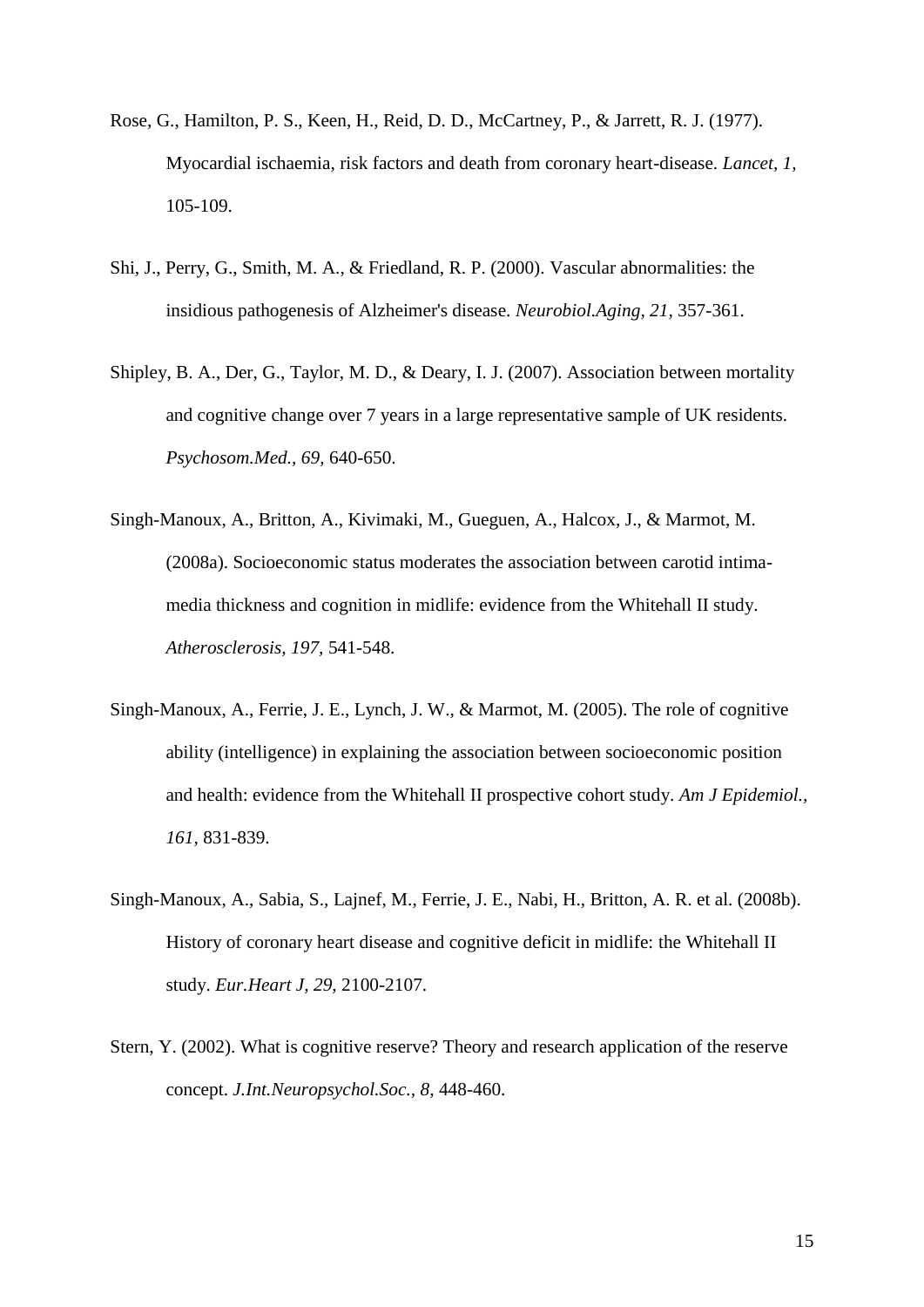Rose, G., Hamilton, P. S., Keen, H., Reid, D. D., McCartney, P., & Jarrett, R. J. (1977). Myocardial ischaemia, risk factors and death from coronary heart-disease. *Lancet, 1,* 105-109.

Shi, J., Perry, G., Smith, M. A., & Friedland, R. P. (2000). Vascular abnormalities: the insidious pathogenesis of Alzheimer's disease. *Neurobiol.Aging, 21,* 357-361.

Shipley, B. A., Der, G., Taylor, M. D., & Deary, I. J. (2007). Association between mortality and cognitive change over 7 years in a large representative sample of UK residents. *Psychosom.Med., 69,* 640-650.

Singh-Manoux, A., Britton, A., Kivimaki, M., Gueguen, A., Halcox, J., & Marmot, M. (2008a). Socioeconomic status moderates the association between carotid intima-media thickness and cognition in midlife: evidence from the Whitehall II study. *Atherosclerosis, 197,* 541-548.

Singh-Manoux, A., Ferrie, J. E., Lynch, J. W., & Marmot, M. (2005). The role of cognitive ability (intelligence) in explaining the association between socioeconomic position and health: evidence from the Whitehall II prospective cohort study. *Am J Epidemiol., 161,* 831-839.

Singh-Manoux, A., Sabia, S., Lajnef, M., Ferrie, J. E., Nabi, H., Britton, A. R. et al. (2008b). History of coronary heart disease and cognitive deficit in midlife: the Whitehall II study. *Eur.Heart J, 29,* 2100-2107.

Stern, Y. (2002). What is cognitive reserve? Theory and research application of the reserve concept. *J.Int.Neuropsychol.Soc., 8,* 448-460.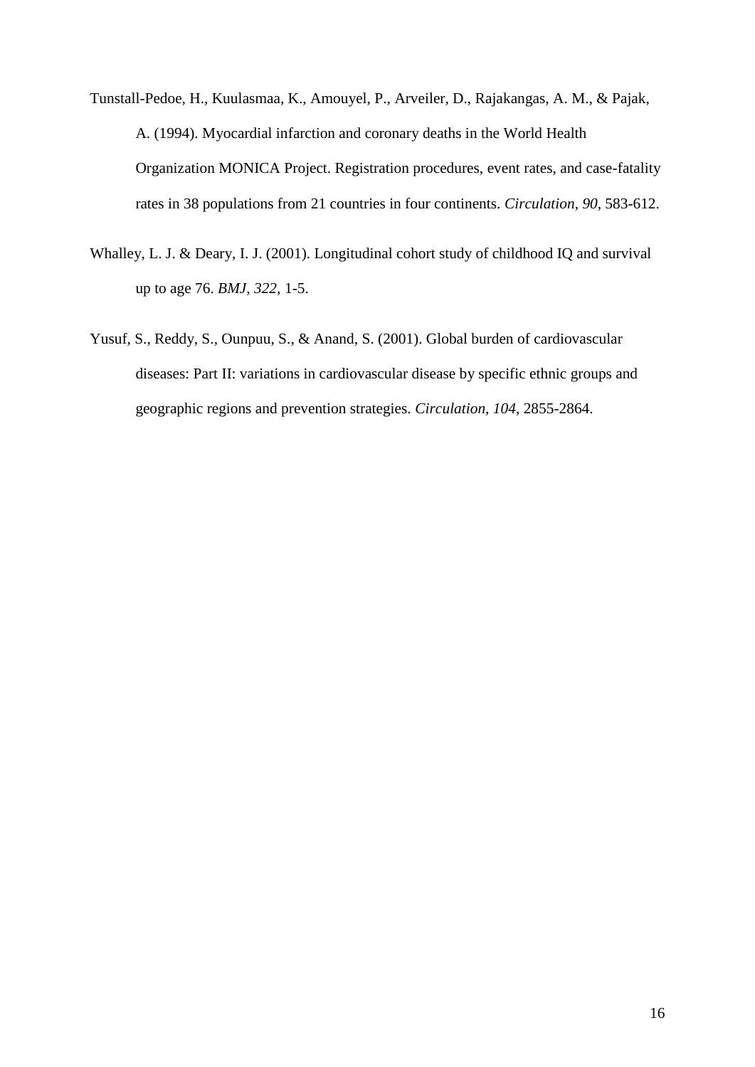Tunstall-Pedoe, H., Kuulasmaa, K., Amouyel, P., Arveiler, D., Rajakangas, A. M., & Pajak, A. (1994). Myocardial infarction and coronary deaths in the World Health Organization MONICA Project. Registration procedures, event rates, and case-fatality rates in 38 populations from 21 countries in four continents. *Circulation, 90,* 583-612.

Whalley, L. J. & Deary, I. J. (2001). Longitudinal cohort study of childhood IQ and survival up to age 76. *BMJ, 322,* 1-5.

Yusuf, S., Reddy, S., Ounpuu, S., & Anand, S. (2001). Global burden of cardiovascular diseases: Part II: variations in cardiovascular disease by specific ethnic groups and geographic regions and prevention strategies. *Circulation, 104,* 2855-2864.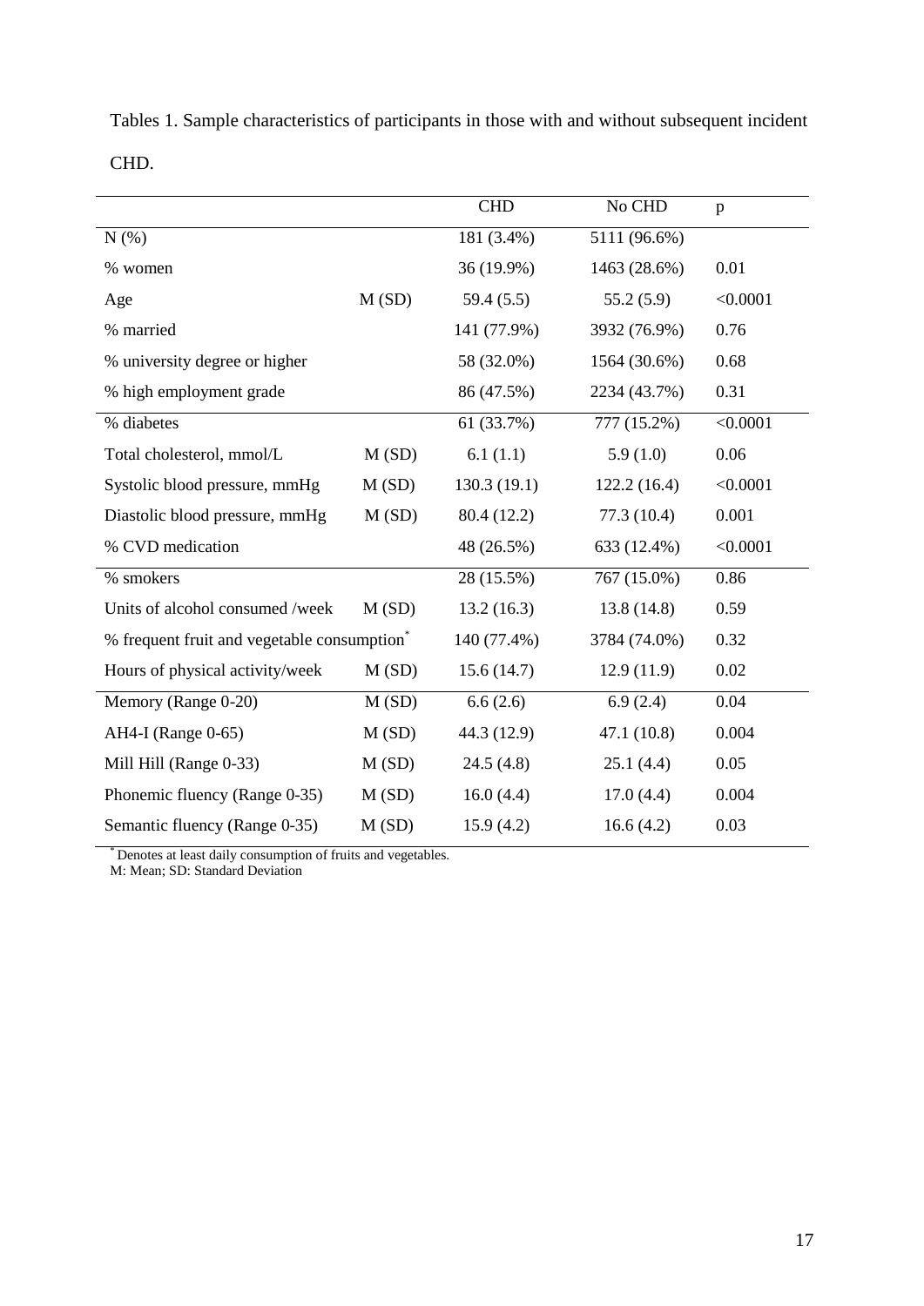Tables 1. Sample characteristics of participants in those with and without subsequent incident CHD.

| | | CHD | No CHD | p |
|---|---|---|---|---|
| N (%) | | 181 (3.4%) | 5111 (96.6%) | |
| % women | | 36 (19.9%) | 1463 (28.6%) | 0.01 |
| Age | M (SD) | 59.4 (5.5) | 55.2 (5.9) | <0.0001 |
| % married | | 141 (77.9%) | 3932 (76.9%) | 0.76 |
| % university degree or higher | | 58 (32.0%) | 1564 (30.6%) | 0.68 |
| % high employment grade | | 86 (47.5%) | 2234 (43.7%) | 0.31 |
| % diabetes | | 61 (33.7%) | 777 (15.2%) | <0.0001 |
| Total cholesterol, mmol/L | M (SD) | 6.1 (1.1) | 5.9 (1.0) | 0.06 |
| Systolic blood pressure, mmHg | M (SD) | 130.3 (19.1) | 122.2 (16.4) | <0.0001 |
| Diastolic blood pressure, mmHg | M (SD) | 80.4 (12.2) | 77.3 (10.4) | 0.001 |
| % CVD medication | | 48 (26.5%) | 633 (12.4%) | <0.0001 |
| % smokers | | 28 (15.5%) | 767 (15.0%) | 0.86 |
| Units of alcohol consumed /week | M (SD) | 13.2 (16.3) | 13.8 (14.8) | 0.59 |
| % frequent fruit and vegetable consumption* | | 140 (77.4%) | 3784 (74.0%) | 0.32 |
| Hours of physical activity/week | M (SD) | 15.6 (14.7) | 12.9 (11.9) | 0.02 |
| Memory (Range 0-20) | M (SD) | 6.6 (2.6) | 6.9 (2.4) | 0.04 |
| AH4-I (Range 0-65) | M (SD) | 44.3 (12.9) | 47.1 (10.8) | 0.004 |
| Mill Hill (Range 0-33) | M (SD) | 24.5 (4.8) | 25.1 (4.4) | 0.05 |
| Phonemic fluency (Range 0-35) | M (SD) | 16.0 (4.4) | 17.0 (4.4) | 0.004 |
| Semantic fluency (Range 0-35) | M (SD) | 15.9 (4.2) | 16.6 (4.2) | 0.03 |

\* Denotes at least daily consumption of fruits and vegetables.
M: Mean; SD: Standard Deviation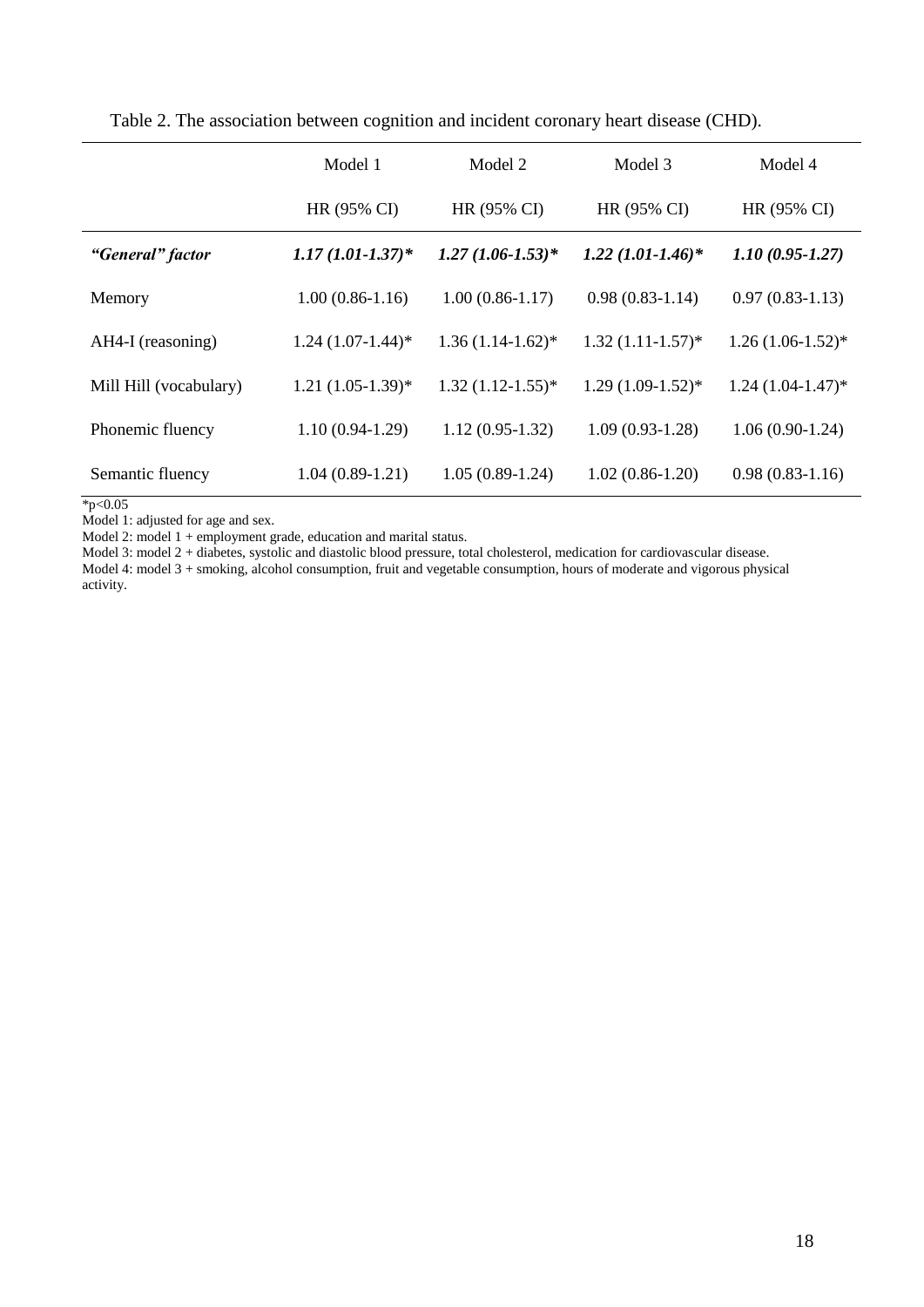Table 2. The association between cognition and incident coronary heart disease (CHD).

| | Model 1 | Model 2 | Model 3 | Model 4 |
|---|---|---|---|---|
| | HR (95% CI) | HR (95% CI) | HR (95% CI) | HR (95% CI) |
| ***"General" factor*** | ***1.17 (1.01-1.37)**** | ***1.27 (1.06-1.53)**** | ***1.22 (1.01-1.46)**** | ***1.10 (0.95-1.27)*** |
| Memory | 1.00 (0.86-1.16) | 1.00 (0.86-1.17) | 0.98 (0.83-1.14) | 0.97 (0.83-1.13) |
| AH4-I (reasoning) | 1.24 (1.07-1.44)* | 1.36 (1.14-1.62)* | 1.32 (1.11-1.57)* | 1.26 (1.06-1.52)* |
| Mill Hill (vocabulary) | 1.21 (1.05-1.39)* | 1.32 (1.12-1.55)* | 1.29 (1.09-1.52)* | 1.24 (1.04-1.47)* |
| Phonemic fluency | 1.10 (0.94-1.29) | 1.12 (0.95-1.32) | 1.09 (0.93-1.28) | 1.06 (0.90-1.24) |
| Semantic fluency | 1.04 (0.89-1.21) | 1.05 (0.89-1.24) | 1.02 (0.86-1.20) | 0.98 (0.83-1.16) |

*$p<0.05$

Model 1: adjusted for age and sex.

Model 2: model 1 + employment grade, education and marital status.

Model 3: model 2 + diabetes, systolic and diastolic blood pressure, total cholesterol, medication for cardiovascular disease.

Model 4: model 3 + smoking, alcohol consumption, fruit and vegetable consumption, hours of moderate and vigorous physical activity.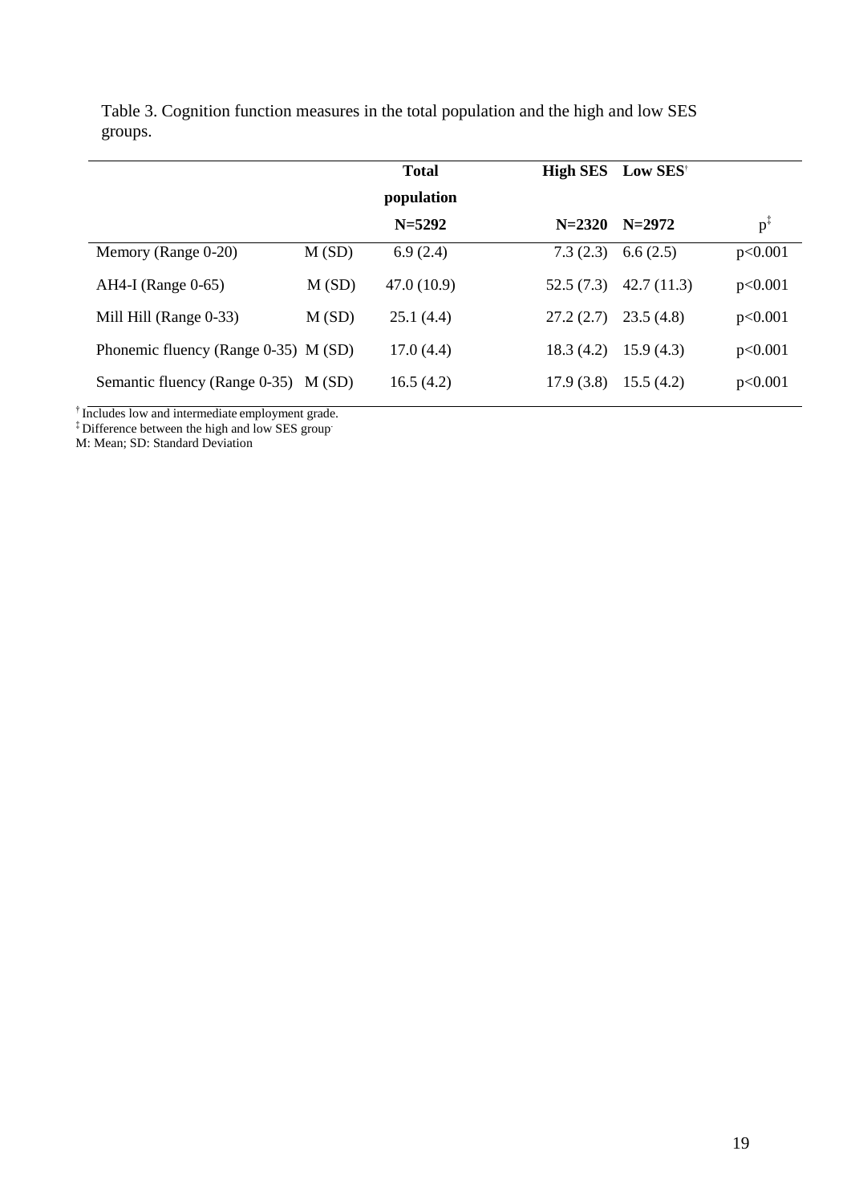Table 3. Cognition function measures in the total population and the high and low SES groups.

| | | Total population N=5292 | High SES N=2320 | Low SES[†] N=2972 | p[‡] |
|---|---|---|---|---|---|
| Memory (Range 0-20) | M (SD) | 6.9 (2.4) | 7.3 (2.3) | 6.6 (2.5) | p<0.001 |
| AH4-I (Range 0-65) | M (SD) | 47.0 (10.9) | 52.5 (7.3) | 42.7 (11.3) | p<0.001 |
| Mill Hill (Range 0-33) | M (SD) | 25.1 (4.4) | 27.2 (2.7) | 23.5 (4.8) | p<0.001 |
| Phonemic fluency (Range 0-35) | M (SD) | 17.0 (4.4) | 18.3 (4.2) | 15.9 (4.3) | p<0.001 |
| Semantic fluency (Range 0-35) | M (SD) | 16.5 (4.2) | 17.9 (3.8) | 15.5 (4.2) | p<0.001 |

[†] Includes low and intermediate employment grade.
[‡] Difference between the high and low SES group.
M: Mean; SD: Standard Deviation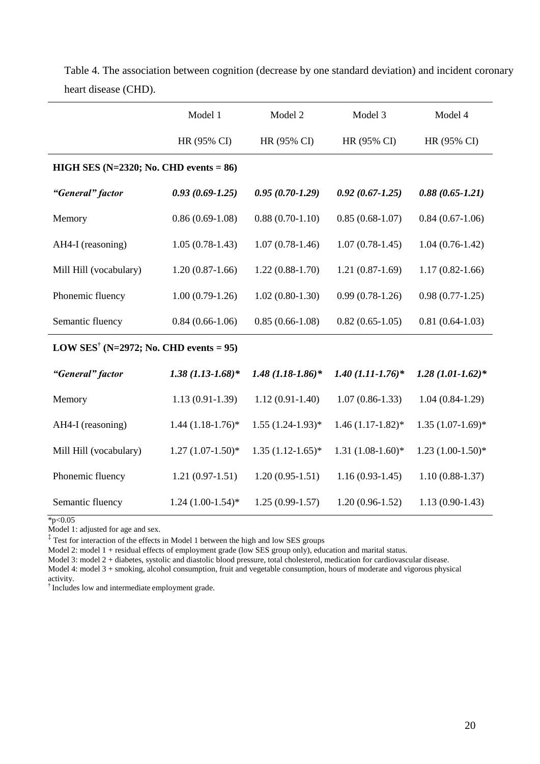Table 4. The association between cognition (decrease by one standard deviation) and incident coronary heart disease (CHD).

| | Model 1 | Model 2 | Model 3 | Model 4 |
|---|---|---|---|---|
| | HR (95% CI) | HR (95% CI) | HR (95% CI) | HR (95% CI) |
| **HIGH SES (N=2320; No. CHD events = 86)** | | | | |
| ***"General" factor*** | ***0.93 (0.69-1.25)*** | ***0.95 (0.70-1.29)*** | ***0.92 (0.67-1.25)*** | ***0.88 (0.65-1.21)*** |
| Memory | 0.86 (0.69-1.08) | 0.88 (0.70-1.10) | 0.85 (0.68-1.07) | 0.84 (0.67-1.06) |
| AH4-I (reasoning) | 1.05 (0.78-1.43) | 1.07 (0.78-1.46) | 1.07 (0.78-1.45) | 1.04 (0.76-1.42) |
| Mill Hill (vocabulary) | 1.20 (0.87-1.66) | 1.22 (0.88-1.70) | 1.21 (0.87-1.69) | 1.17 (0.82-1.66) |
| Phonemic fluency | 1.00 (0.79-1.26) | 1.02 (0.80-1.30) | 0.99 (0.78-1.26) | 0.98 (0.77-1.25) |
| Semantic fluency | 0.84 (0.66-1.06) | 0.85 (0.66-1.08) | 0.82 (0.65-1.05) | 0.81 (0.64-1.03) |
| **LOW SES[†] (N=2972; No. CHD events = 95)** | | | | |
| ***"General" factor*** | ***1.38 (1.13-1.68)**** | ***1.48 (1.18-1.86)**** | ***1.40 (1.11-1.76)**** | ***1.28 (1.01-1.62)**** |
| Memory | 1.13 (0.91-1.39) | 1.12 (0.91-1.40) | 1.07 (0.86-1.33) | 1.04 (0.84-1.29) |
| AH4-I (reasoning) | 1.44 (1.18-1.76)* | 1.55 (1.24-1.93)* | 1.46 (1.17-1.82)* | 1.35 (1.07-1.69)* |
| Mill Hill (vocabulary) | 1.27 (1.07-1.50)* | 1.35 (1.12-1.65)* | 1.31 (1.08-1.60)* | 1.23 (1.00-1.50)* |
| Phonemic fluency | 1.21 (0.97-1.51) | 1.20 (0.95-1.51) | 1.16 (0.93-1.45) | 1.10 (0.88-1.37) |
| Semantic fluency | 1.24 (1.00-1.54)* | 1.25 (0.99-1.57) | 1.20 (0.96-1.52) | 1.13 (0.90-1.43) |

*p<0.05

Model 1: adjusted for age and sex.

[‡] Test for interaction of the effects in Model 1 between the high and low SES groups

Model 2: model 1 + residual effects of employment grade (low SES group only), education and marital status.

Model 3: model 2 + diabetes, systolic and diastolic blood pressure, total cholesterol, medication for cardiovascular disease.

Model 4: model 3 + smoking, alcohol consumption, fruit and vegetable consumption, hours of moderate and vigorous physical activity.

[†] Includes low and intermediate employment grade.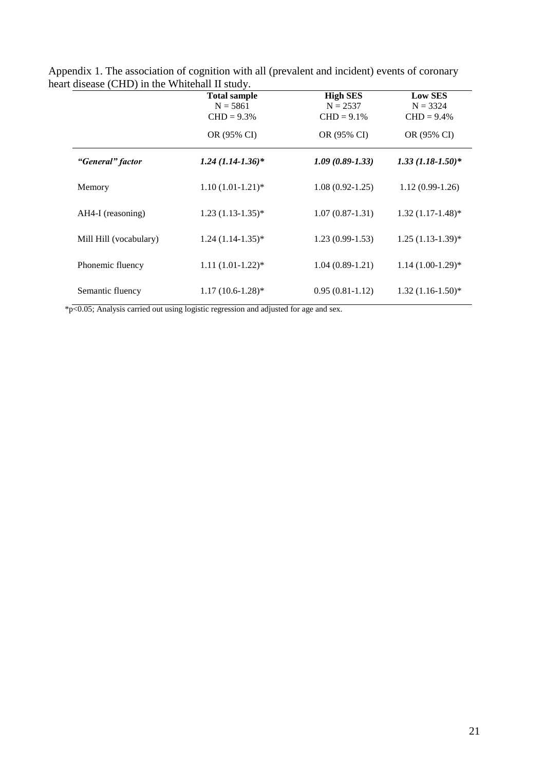Appendix 1. The association of cognition with all (prevalent and incident) events of coronary heart disease (CHD) in the Whitehall II study.

| | **Total sample**<br>N = 5861<br>CHD = 9.3% | **High SES**<br>N = 2537<br>CHD = 9.1% | **Low SES**<br>N = 3324<br>CHD = 9.4% |
|---|---|---|---|
| | OR (95% CI) | OR (95% CI) | OR (95% CI) |
| ***"General" factor*** | ***1.24 (1.14-1.36)**** | ***1.09 (0.89-1.33)*** | ***1.33 (1.18-1.50)**** |
| Memory | 1.10 (1.01-1.21)* | 1.08 (0.92-1.25) | 1.12 (0.99-1.26) |
| AH4-I (reasoning) | 1.23 (1.13-1.35)* | 1.07 (0.87-1.31) | 1.32 (1.17-1.48)* |
| Mill Hill (vocabulary) | 1.24 (1.14-1.35)* | 1.23 (0.99-1.53) | 1.25 (1.13-1.39)* |
| Phonemic fluency | 1.11 (1.01-1.22)* | 1.04 (0.89-1.21) | 1.14 (1.00-1.29)* |
| Semantic fluency | 1.17 (10.6-1.28)* | 0.95 (0.81-1.12) | 1.32 (1.16-1.50)* |

*p<0.05; Analysis carried out using logistic regression and adjusted for age and sex.